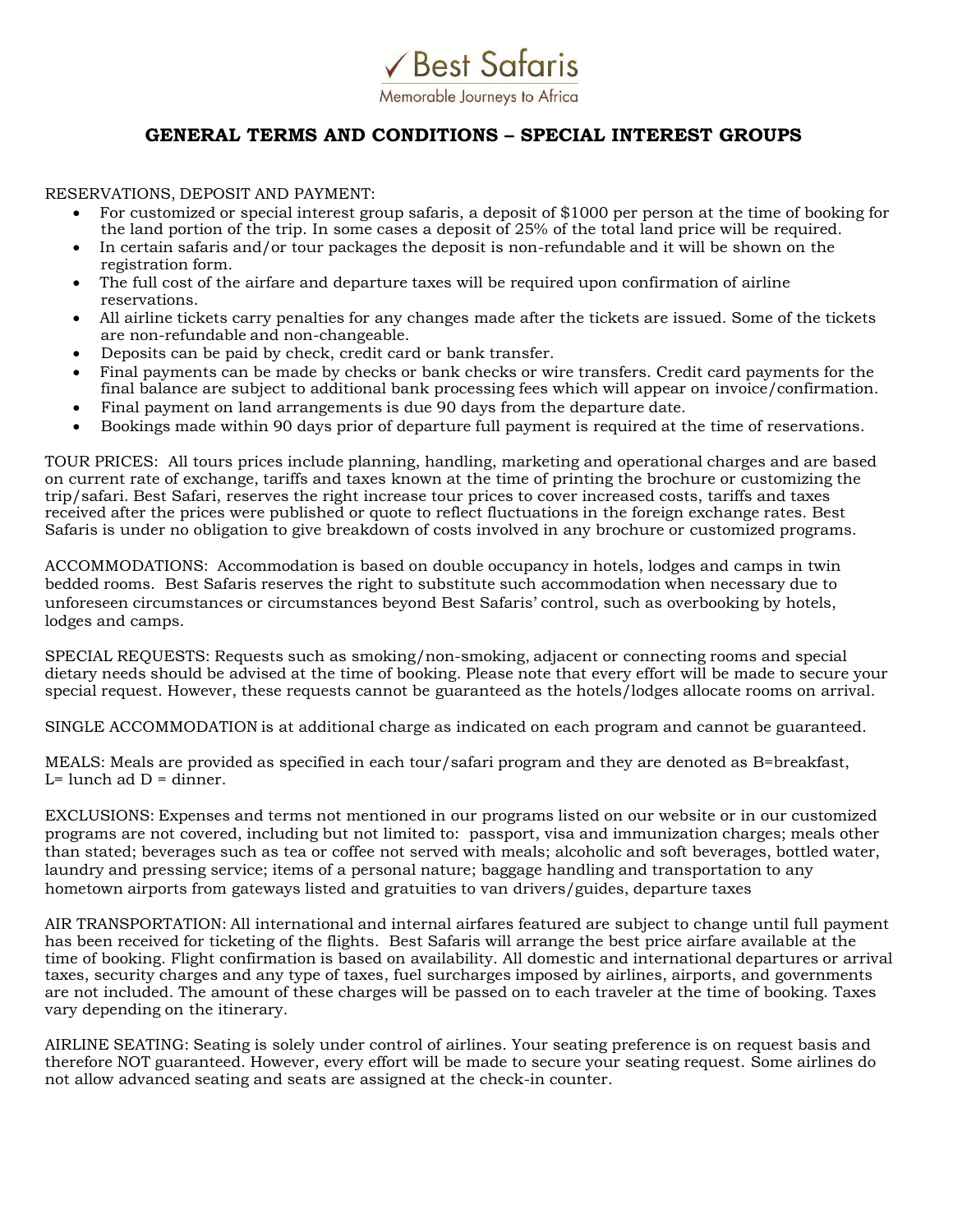✓ Best Safaris

Memorable Journeys to Africa

# GENERAL TERMS AND CONDITIONS – SPECIAL INTEREST GROUPS

RESERVATIONS, DEPOSIT AND PAYMENT:

- For customized or special interest group safaris, a deposit of $1000 per person at the time of booking for the land portion of the trip. In some cases a deposit of 25% of the total land price will be required.
- In certain safaris and/or tour packages the deposit is non-refundable and it will be shown on the registration form.
- The full cost of the airfare and departure taxes will be required upon confirmation of airline reservations.
- All airline tickets carry penalties for any changes made after the tickets are issued. Some of the tickets are non-refundable and non-changeable.
- Deposits can be paid by check, credit card or bank transfer.
- Final payments can be made by checks or bank checks or wire transfers. Credit card payments for the final balance are subject to additional bank processing fees which will appear on invoice/confirmation.
- Final payment on land arrangements is due 90 days from the departure date.
- Bookings made within 90 days prior of departure full payment is required at the time of reservations.

TOUR PRICES: All tours prices include planning, handling, marketing and operational charges and are based on current rate of exchange, tariffs and taxes known at the time of printing the brochure or customizing the trip/safari. Best Safari, reserves the right increase tour prices to cover increased costs, tariffs and taxes received after the prices were published or quote to reflect fluctuations in the foreign exchange rates. Best Safaris is under no obligation to give breakdown of costs involved in any brochure or customized programs.

ACCOMMODATIONS: Accommodation is based on double occupancy in hotels, lodges and camps in twin bedded rooms. Best Safaris reserves the right to substitute such accommodation when necessary due to unforeseen circumstances or circumstances beyond Best Safaris' control, such as overbooking by hotels, lodges and camps.

SPECIAL REQUESTS: Requests such as smoking/non-smoking, adjacent or connecting rooms and special dietary needs should be advised at the time of booking. Please note that every effort will be made to secure your special request. However, these requests cannot be guaranteed as the hotels/lodges allocate rooms on arrival.

SINGLE ACCOMMODATION is at additional charge as indicated on each program and cannot be guaranteed.

MEALS: Meals are provided as specified in each tour/safari program and they are denoted as B=breakfast, L= lunch ad D = dinner.

EXCLUSIONS: Expenses and terms not mentioned in our programs listed on our website or in our customized programs are not covered, including but not limited to: passport, visa and immunization charges; meals other than stated; beverages such as tea or coffee not served with meals; alcoholic and soft beverages, bottled water, laundry and pressing service; items of a personal nature; baggage handling and transportation to any hometown airports from gateways listed and gratuities to van drivers/guides, departure taxes

AIR TRANSPORTATION: All international and internal airfares featured are subject to change until full payment has been received for ticketing of the flights. Best Safaris will arrange the best price airfare available at the time of booking. Flight confirmation is based on availability. All domestic and international departures or arrival taxes, security charges and any type of taxes, fuel surcharges imposed by airlines, airports, and governments are not included. The amount of these charges will be passed on to each traveler at the time of booking. Taxes vary depending on the itinerary.

AIRLINE SEATING: Seating is solely under control of airlines. Your seating preference is on request basis and therefore NOT guaranteed. However, every effort will be made to secure your seating request. Some airlines do not allow advanced seating and seats are assigned at the check-in counter.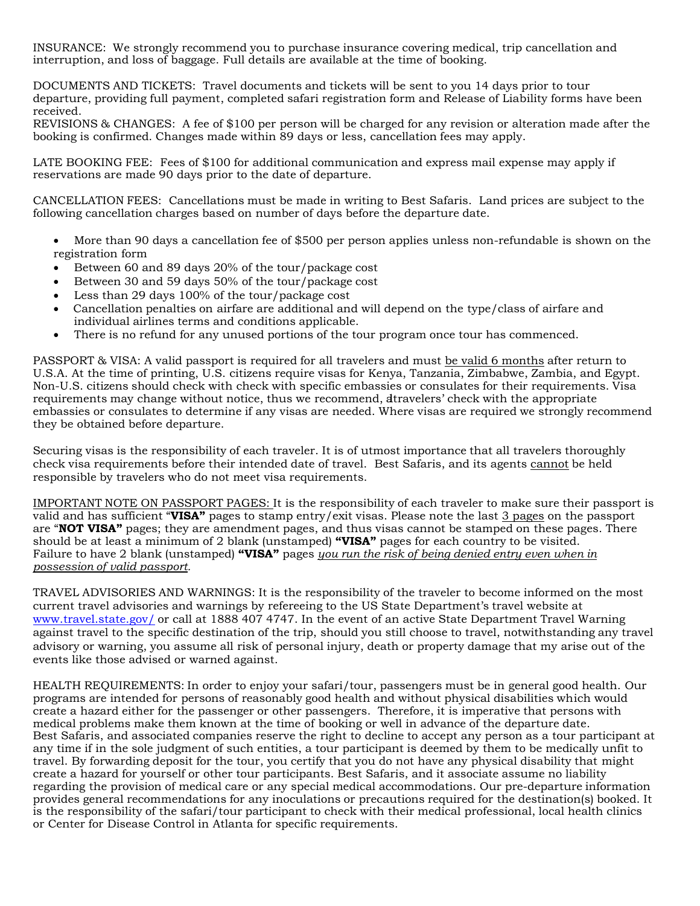INSURANCE: We strongly recommend you to purchase insurance covering medical, trip cancellation and interruption, and loss of baggage. Full details are available at the time of booking.

DOCUMENTS AND TICKETS: Travel documents and tickets will be sent to you 14 days prior to tour departure, providing full payment, completed safari registration form and Release of Liability forms have been received.
REVISIONS & CHANGES: A fee of $100 per person will be charged for any revision or alteration made after the booking is confirmed. Changes made within 89 days or less, cancellation fees may apply.

LATE BOOKING FEE: Fees of $100 for additional communication and express mail expense may apply if reservations are made 90 days prior to the date of departure.

CANCELLATION FEES: Cancellations must be made in writing to Best Safaris. Land prices are subject to the following cancellation charges based on number of days before the departure date.

- More than 90 days a cancellation fee of $500 per person applies unless non-refundable is shown on the registration form
- Between 60 and 89 days 20% of the tour/package cost
- Between 30 and 59 days 50% of the tour/package cost
- Less than 29 days 100% of the tour/package cost
- Cancellation penalties on airfare are additional and will depend on the type/class of airfare and individual airlines terms and conditions applicable.
- There is no refund for any unused portions of the tour program once tour has commenced.

PASSPORT & VISA: A valid passport is required for all travelers and must <u>be valid 6 months</u> after return to U.S.A. At the time of printing, U.S. citizens require visas for Kenya, Tanzania, Zimbabwe, Zambia, and Egypt. Non-U.S. citizens should check with check with specific embassies or consulates for their requirements. Visa requirements may change without notice, thus we recommend, all travelers' check with the appropriate embassies or consulates to determine if any visas are needed. Where visas are required we strongly recommend they be obtained before departure.

Securing visas is the responsibility of each traveler. It is of utmost importance that all travelers thoroughly check visa requirements before their intended date of travel. Best Safaris, and its agents <u>cannot</u> be held responsible by travelers who do not meet visa requirements.

<u>IMPORTANT NOTE ON PASSPORT PAGES:</u> It is the responsibility of each traveler to make sure their passport is valid and has sufficient "**VISA"** pages to stamp entry/exit visas. Please note the last <u>3 pages</u> on the passport are "**NOT VISA"** pages; they are amendment pages, and thus visas cannot be stamped on these pages. There should be at least a minimum of 2 blank (unstamped) **"VISA"** pages for each country to be visited.
Failure to have 2 blank (unstamped) **"VISA"** pages <u>*you run the risk of being denied entry even when in possession of valid passport*</u>.

TRAVEL ADVISORIES AND WARNINGS: It is the responsibility of the traveler to become informed on the most current travel advisories and warnings by refereeing to the US State Department's travel website at www.travel.state.gov/ or call at 1888 407 4747. In the event of an active State Department Travel Warning against travel to the specific destination of the trip, should you still choose to travel, notwithstanding any travel advisory or warning, you assume all risk of personal injury, death or property damage that my arise out of the events like those advised or warned against.

HEALTH REQUIREMENTS: In order to enjoy your safari/tour, passengers must be in general good health. Our programs are intended for persons of reasonably good health and without physical disabilities which would create a hazard either for the passenger or other passengers. Therefore, it is imperative that persons with medical problems make them known at the time of booking or well in advance of the departure date.
Best Safaris, and associated companies reserve the right to decline to accept any person as a tour participant at any time if in the sole judgment of such entities, a tour participant is deemed by them to be medically unfit to travel. By forwarding deposit for the tour, you certify that you do not have any physical disability that might create a hazard for yourself or other tour participants. Best Safaris, and it associate assume no liability regarding the provision of medical care or any special medical accommodations. Our pre-departure information provides general recommendations for any inoculations or precautions required for the destination(s) booked. It is the responsibility of the safari/tour participant to check with their medical professional, local health clinics or Center for Disease Control in Atlanta for specific requirements.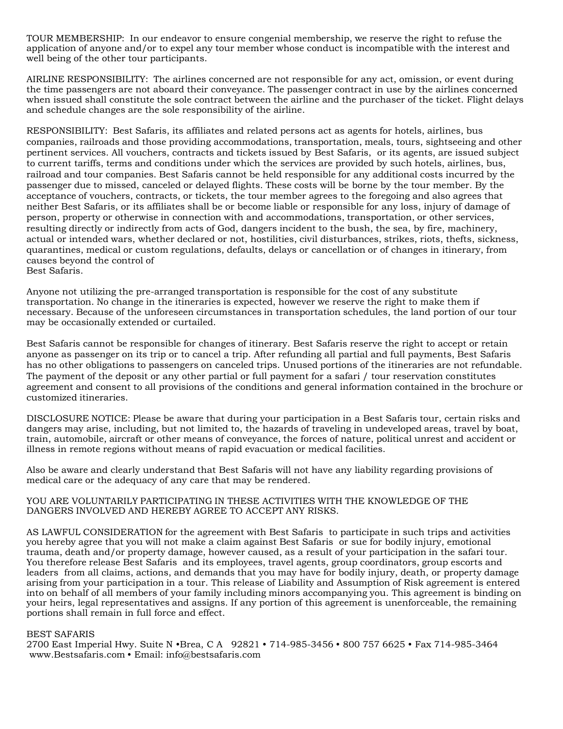TOUR MEMBERSHIP: In our endeavor to ensure congenial membership, we reserve the right to refuse the application of anyone and/or to expel any tour member whose conduct is incompatible with the interest and well being of the other tour participants.

AIRLINE RESPONSIBILITY: The airlines concerned are not responsible for any act, omission, or event during the time passengers are not aboard their conveyance. The passenger contract in use by the airlines concerned when issued shall constitute the sole contract between the airline and the purchaser of the ticket. Flight delays and schedule changes are the sole responsibility of the airline.

RESPONSIBILITY: Best Safaris, its affiliates and related persons act as agents for hotels, airlines, bus companies, railroads and those providing accommodations, transportation, meals, tours, sightseeing and other pertinent services. All vouchers, contracts and tickets issued by Best Safaris, or its agents, are issued subject to current tariffs, terms and conditions under which the services are provided by such hotels, airlines, bus, railroad and tour companies. Best Safaris cannot be held responsible for any additional costs incurred by the passenger due to missed, canceled or delayed flights. These costs will be borne by the tour member. By the acceptance of vouchers, contracts, or tickets, the tour member agrees to the foregoing and also agrees that neither Best Safaris, or its affiliates shall be or become liable or responsible for any loss, injury of damage of person, property or otherwise in connection with and accommodations, transportation, or other services, resulting directly or indirectly from acts of God, dangers incident to the bush, the sea, by fire, machinery, actual or intended wars, whether declared or not, hostilities, civil disturbances, strikes, riots, thefts, sickness, quarantines, medical or custom regulations, defaults, delays or cancellation or of changes in itinerary, from causes beyond the control of
Best Safaris.

Anyone not utilizing the pre-arranged transportation is responsible for the cost of any substitute transportation. No change in the itineraries is expected, however we reserve the right to make them if necessary. Because of the unforeseen circumstances in transportation schedules, the land portion of our tour may be occasionally extended or curtailed.

Best Safaris cannot be responsible for changes of itinerary. Best Safaris reserve the right to accept or retain anyone as passenger on its trip or to cancel a trip. After refunding all partial and full payments, Best Safaris has no other obligations to passengers on canceled trips. Unused portions of the itineraries are not refundable. The payment of the deposit or any other partial or full payment for a safari / tour reservation constitutes agreement and consent to all provisions of the conditions and general information contained in the brochure or customized itineraries.

DISCLOSURE NOTICE: Please be aware that during your participation in a Best Safaris tour, certain risks and dangers may arise, including, but not limited to, the hazards of traveling in undeveloped areas, travel by boat, train, automobile, aircraft or other means of conveyance, the forces of nature, political unrest and accident or illness in remote regions without means of rapid evacuation or medical facilities.

Also be aware and clearly understand that Best Safaris will not have any liability regarding provisions of medical care or the adequacy of any care that may be rendered.

YOU ARE VOLUNTARILY PARTICIPATING IN THESE ACTIVITIES WITH THE KNOWLEDGE OF THE DANGERS INVOLVED AND HEREBY AGREE TO ACCEPT ANY RISKS.

AS LAWFUL CONSIDERATION for the agreement with Best Safaris to participate in such trips and activities you hereby agree that you will not make a claim against Best Safaris or sue for bodily injury, emotional trauma, death and/or property damage, however caused, as a result of your participation in the safari tour. You therefore release Best Safaris and its employees, travel agents, group coordinators, group escorts and leaders from all claims, actions, and demands that you may have for bodily injury, death, or property damage arising from your participation in a tour. This release of Liability and Assumption of Risk agreement is entered into on behalf of all members of your family including minors accompanying you. This agreement is binding on your heirs, legal representatives and assigns. If any portion of this agreement is unenforceable, the remaining portions shall remain in full force and effect.

BEST SAFARIS
2700 East Imperial Hwy. Suite N •Brea, C A 92821 • 714-985-3456 • 800 757 6625 • Fax 714-985-3464
www.Bestsafaris.com • Email: info@bestsafaris.com